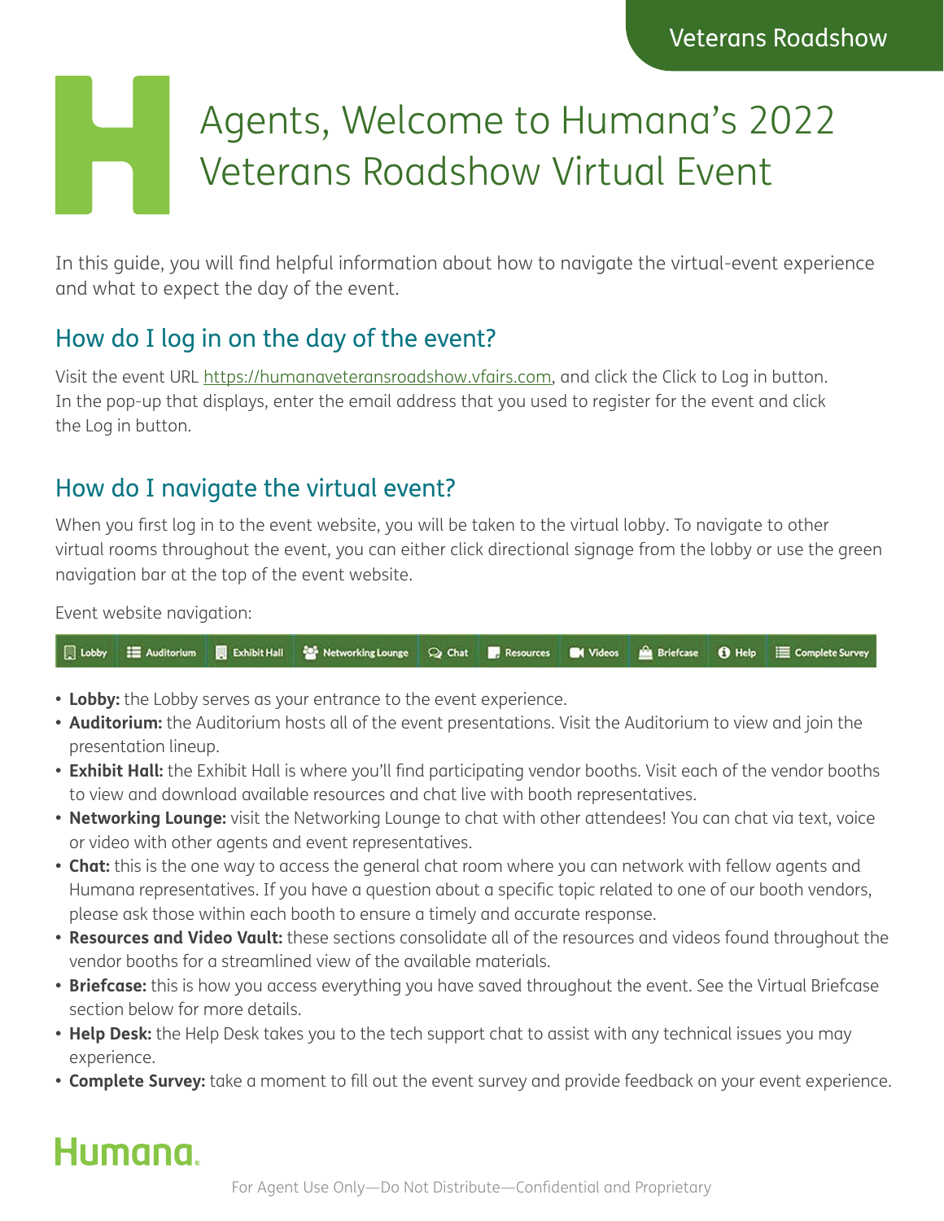Veterans Roadshow

# Agents, Welcome to Humana's 2022 Veterans Roadshow Virtual Event

In this guide, you will find helpful information about how to navigate the virtual-event experience and what to expect the day of the event.

## How do I log in on the day of the event?

Visit the event URL https://humanaveteransroadshow.vfairs.com, and click the Click to Log in button. In the pop-up that displays, enter the email address that you used to register for the event and click the Log in button.

## How do I navigate the virtual event?

When you first log in to the event website, you will be taken to the virtual lobby. To navigate to other virtual rooms throughout the event, you can either click directional signage from the lobby or use the green navigation bar at the top of the event website.

Event website navigation:

Lobby | Auditorium | Exhibit Hall | Networking Lounge | Chat | Resources | Videos | Briefcase | Help | Complete Survey

- **Lobby:** the Lobby serves as your entrance to the event experience.
- **Auditorium:** the Auditorium hosts all of the event presentations. Visit the Auditorium to view and join the presentation lineup.
- **Exhibit Hall:** the Exhibit Hall is where you'll find participating vendor booths. Visit each of the vendor booths to view and download available resources and chat live with booth representatives.
- **Networking Lounge:** visit the Networking Lounge to chat with other attendees! You can chat via text, voice or video with other agents and event representatives.
- **Chat:** this is the one way to access the general chat room where you can network with fellow agents and Humana representatives. If you have a question about a specific topic related to one of our booth vendors, please ask those within each booth to ensure a timely and accurate response.
- **Resources and Video Vault:** these sections consolidate all of the resources and videos found throughout the vendor booths for a streamlined view of the available materials.
- **Briefcase:** this is how you access everything you have saved throughout the event. See the Virtual Briefcase section below for more details.
- **Help Desk:** the Help Desk takes you to the tech support chat to assist with any technical issues you may experience.
- **Complete Survey:** take a moment to fill out the event survey and provide feedback on your event experience.

Humana.

For Agent Use Only—Do Not Distribute—Confidential and Proprietary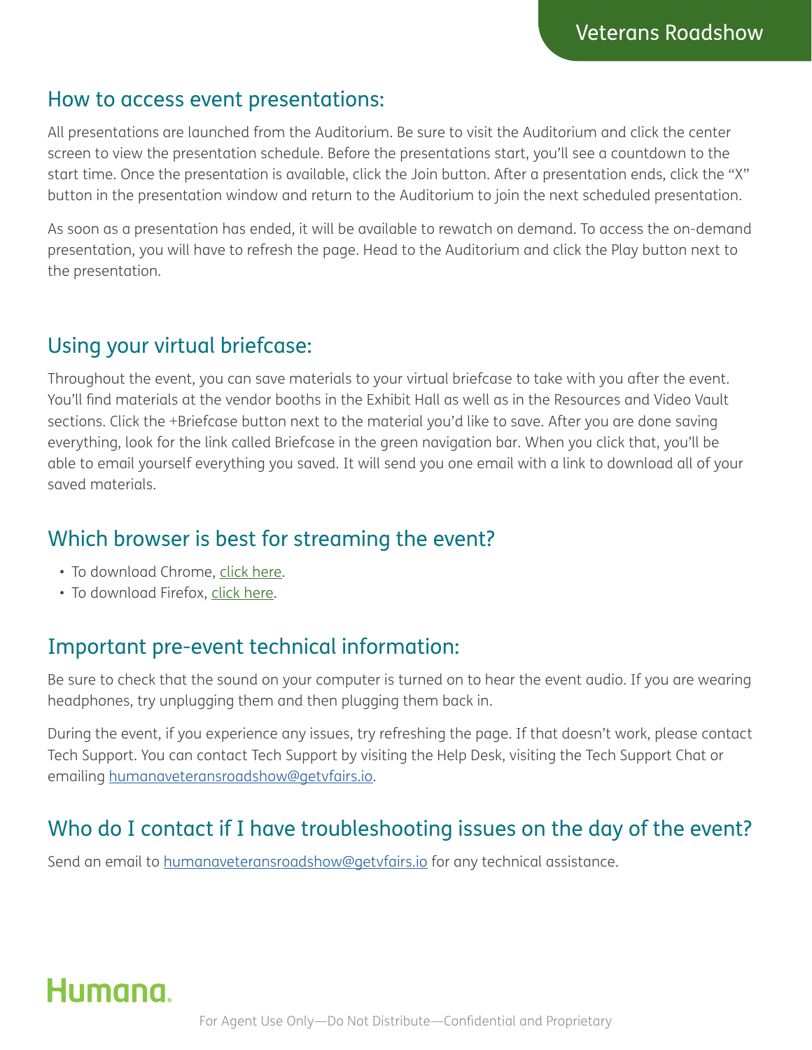## How to access event presentations:

All presentations are launched from the Auditorium. Be sure to visit the Auditorium and click the center screen to view the presentation schedule. Before the presentations start, you'll see a countdown to the start time. Once the presentation is available, click the Join button. After a presentation ends, click the "X" button in the presentation window and return to the Auditorium to join the next scheduled presentation.

As soon as a presentation has ended, it will be available to rewatch on demand. To access the on-demand presentation, you will have to refresh the page. Head to the Auditorium and click the Play button next to the presentation.

## Using your virtual briefcase:

Throughout the event, you can save materials to your virtual briefcase to take with you after the event. You'll find materials at the vendor booths in the Exhibit Hall as well as in the Resources and Video Vault sections. Click the +Briefcase button next to the material you'd like to save. After you are done saving everything, look for the link called Briefcase in the green navigation bar. When you click that, you'll be able to email yourself everything you saved. It will send you one email with a link to download all of your saved materials.

## Which browser is best for streaming the event?

- To download Chrome, click here.
- To download Firefox, click here.

## Important pre-event technical information:

Be sure to check that the sound on your computer is turned on to hear the event audio. If you are wearing headphones, try unplugging them and then plugging them back in.

During the event, if you experience any issues, try refreshing the page. If that doesn't work, please contact Tech Support. You can contact Tech Support by visiting the Help Desk, visiting the Tech Support Chat or emailing humanaveteransroadshow@getvfairs.io.

## Who do I contact if I have troubleshooting issues on the day of the event?

Send an email to humanaveteransroadshow@getvfairs.io for any technical assistance.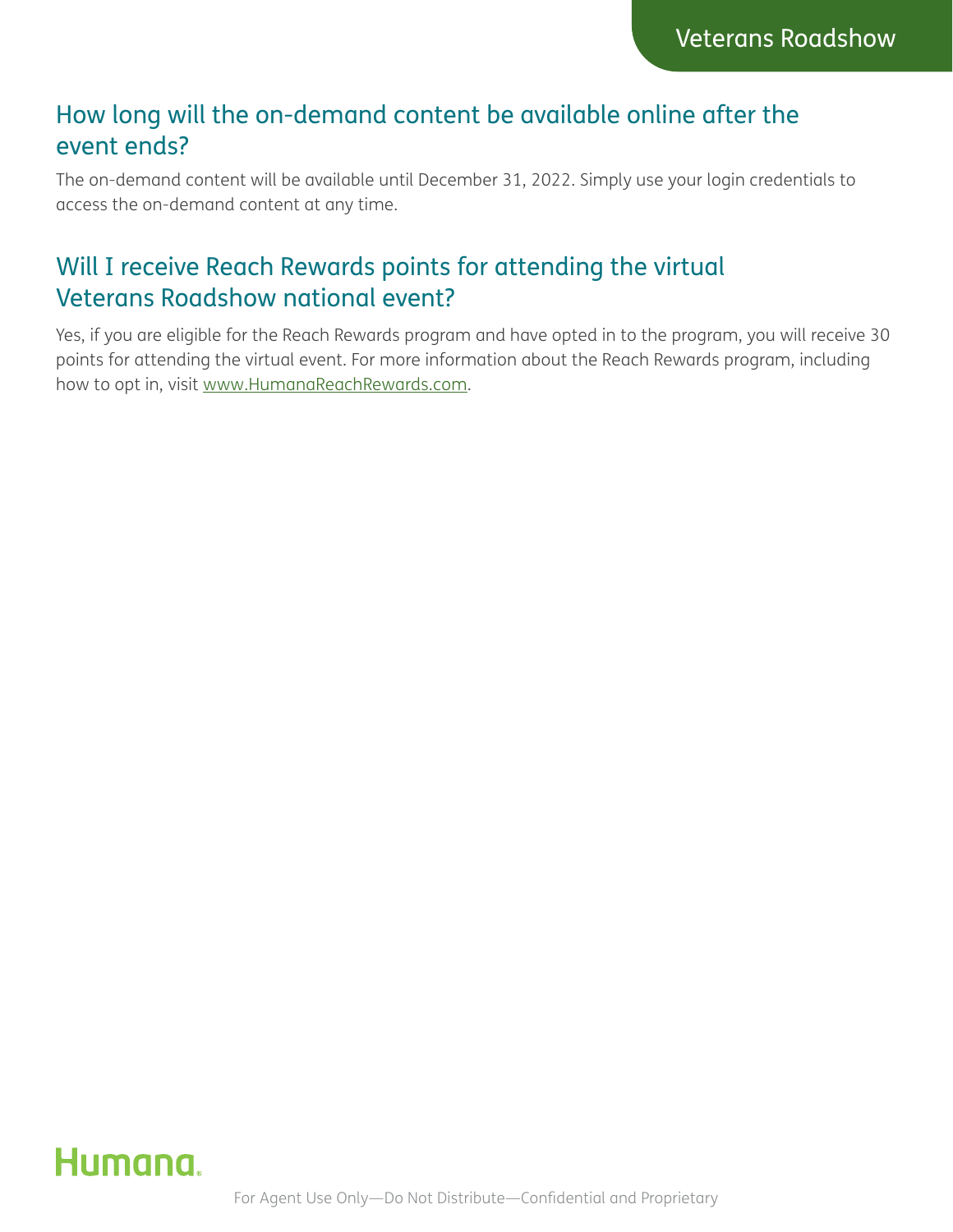## How long will the on-demand content be available online after the event ends?

The on-demand content will be available until December 31, 2022. Simply use your login credentials to access the on-demand content at any time.

## Will I receive Reach Rewards points for attending the virtual Veterans Roadshow national event?

Yes, if you are eligible for the Reach Rewards program and have opted in to the program, you will receive 30 points for attending the virtual event. For more information about the Reach Rewards program, including how to opt in, visit www.HumanaReachRewards.com.